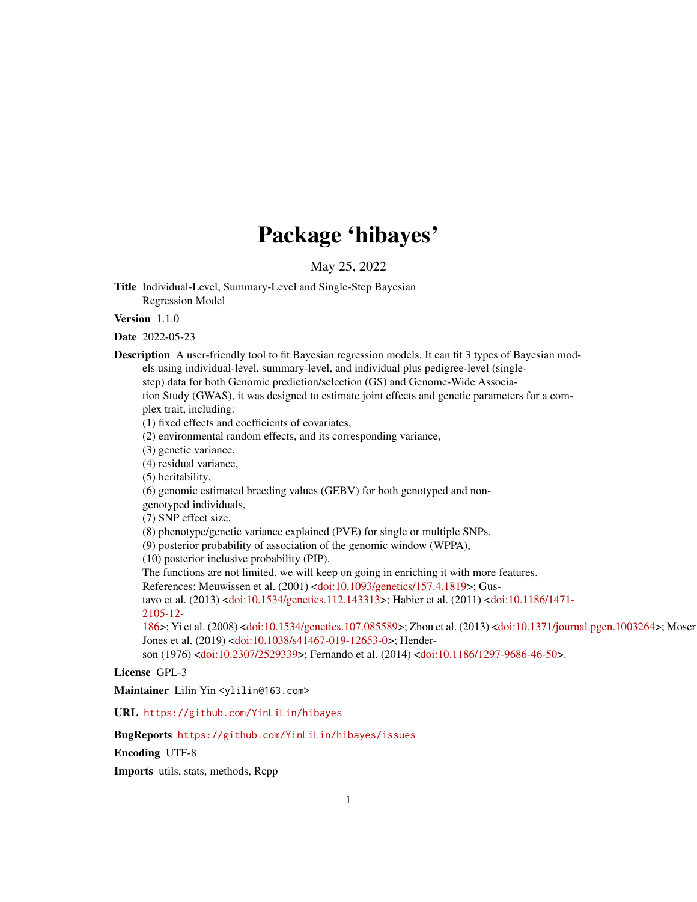# Package 'hibayes'

May 25, 2022

**Title** Individual-Level, Summary-Level and Single-Step Bayesian Regression Model

**Version** 1.1.0

**Date** 2022-05-23

**Description** A user-friendly tool to fit Bayesian regression models. It can fit 3 types of Bayesian models using individual-level, summary-level, and individual plus pedigree-level (single-step) data for both Genomic prediction/selection (GS) and Genome-Wide Association Study (GWAS), it was designed to estimate joint effects and genetic parameters for a complex trait, including:
(1) fixed effects and coefficients of covariates,
(2) environmental random effects, and its corresponding variance,
(3) genetic variance,
(4) residual variance,
(5) heritability,
(6) genomic estimated breeding values (GEBV) for both genotyped and non-genotyped individuals,
(7) SNP effect size,
(8) phenotype/genetic variance explained (PVE) for single or multiple SNPs,
(9) posterior probability of association of the genomic window (WPPA),
(10) posterior inclusive probability (PIP).
The functions are not limited, we will keep on going in enriching it with more features.
References: Meuwissen et al. (2001) <doi:10.1093/genetics/157.4.1819>; Gustavo et al. (2013) <doi:10.1534/genetics.112.143313>; Habier et al. (2011) <doi:10.1186/1471-2105-12-186>; Yi et al. (2008) <doi:10.1534/genetics.107.085589>; Zhou et al. (2013) <doi:10.1371/journal.pgen.1003264>; Moser Jones et al. (2019) <doi:10.1038/s41467-019-12653-0>; Henderson (1976) <doi:10.2307/2529339>; Fernando et al. (2014) <doi:10.1186/1297-9686-46-50>.

**License** GPL-3

**Maintainer** Lilin Yin <ylilin@163.com>

**URL** https://github.com/YinLiLin/hibayes

**BugReports** https://github.com/YinLiLin/hibayes/issues

**Encoding** UTF-8

**Imports** utils, stats, methods, Rcpp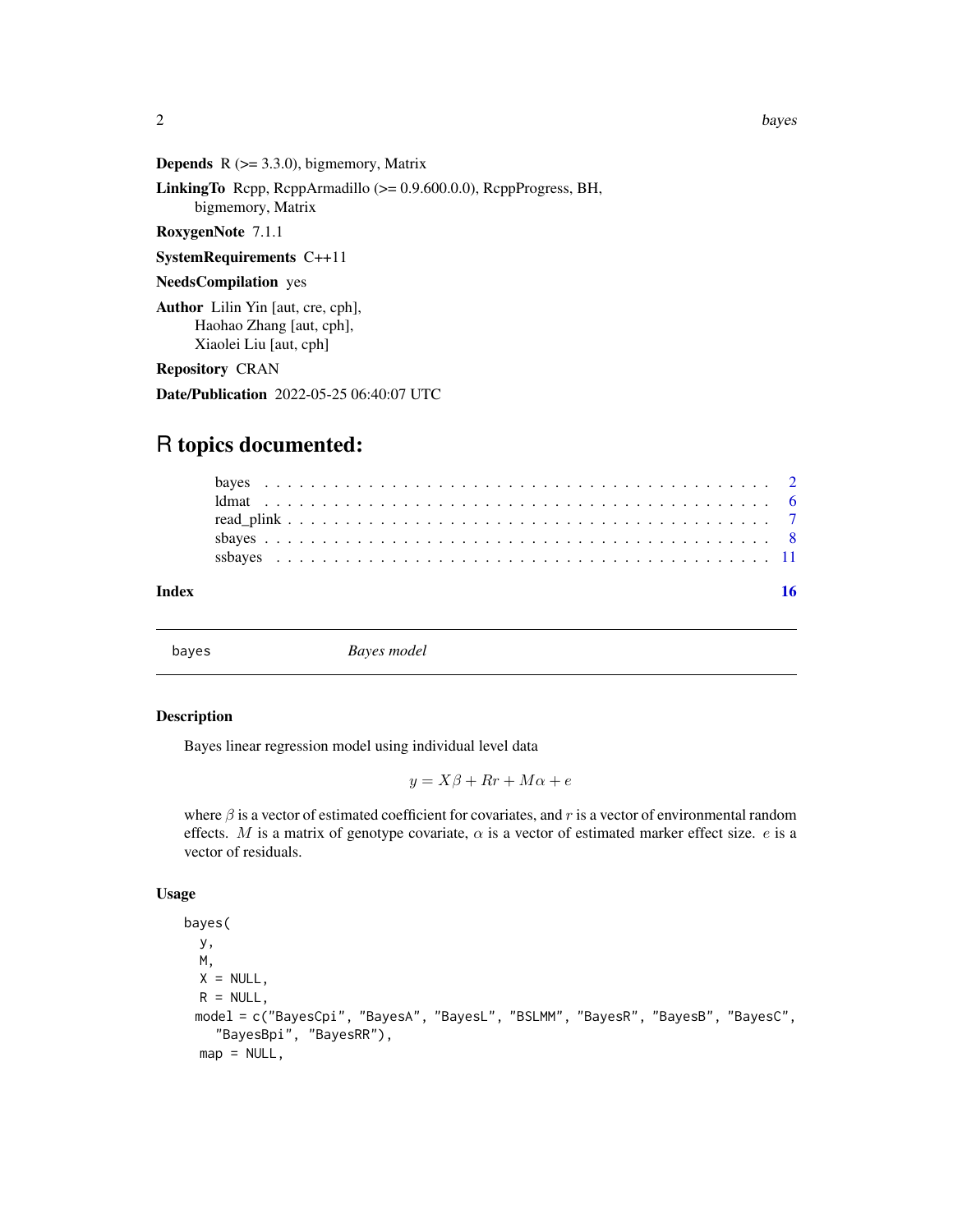**Depends** R (>= 3.3.0), bigmemory, Matrix

**LinkingTo** Rcpp, RcppArmadillo (>= 0.9.600.0.0), RcppProgress, BH, bigmemory, Matrix

**RoxygenNote** 7.1.1

**SystemRequirements** C++11

**NeedsCompilation** yes

**Author** Lilin Yin [aut, cre, cph], Haohao Zhang [aut, cph], Xiaolei Liu [aut, cph]

**Repository** CRAN

**Date/Publication** 2022-05-25 06:40:07 UTC

# R topics documented:

- bayes . . . . . . . . . . . . . . . . . . . . . . . . . . . . . . . . . . . . . . . . . . . 2
- ldmat . . . . . . . . . . . . . . . . . . . . . . . . . . . . . . . . . . . . . . . . . . . 6
- read_plink . . . . . . . . . . . . . . . . . . . . . . . . . . . . . . . . . . . . . . . . 7
- sbayes . . . . . . . . . . . . . . . . . . . . . . . . . . . . . . . . . . . . . . . . . . . 8
- ssbayes . . . . . . . . . . . . . . . . . . . . . . . . . . . . . . . . . . . . . . . . . . 11

**Index** 16

---

## bayes *Bayes model*

---

### Description

Bayes linear regression model using individual level data

$$y = X\beta + Rr + M\alpha + e$$

where $\beta$ is a vector of estimated coefficient for covariates, and $r$ is a vector of environmental random effects. $M$ is a matrix of genotype covariate, $\alpha$ is a vector of estimated marker effect size. $e$ is a vector of residuals.

### Usage

```
bayes(
  y,
  M,
  X = NULL,
  R = NULL,
 model = c("BayesCpi", "BayesA", "BayesL", "BSLMM", "BayesR", "BayesB", "BayesC",
    "BayesBpi", "BayesRR"),
  map = NULL,
```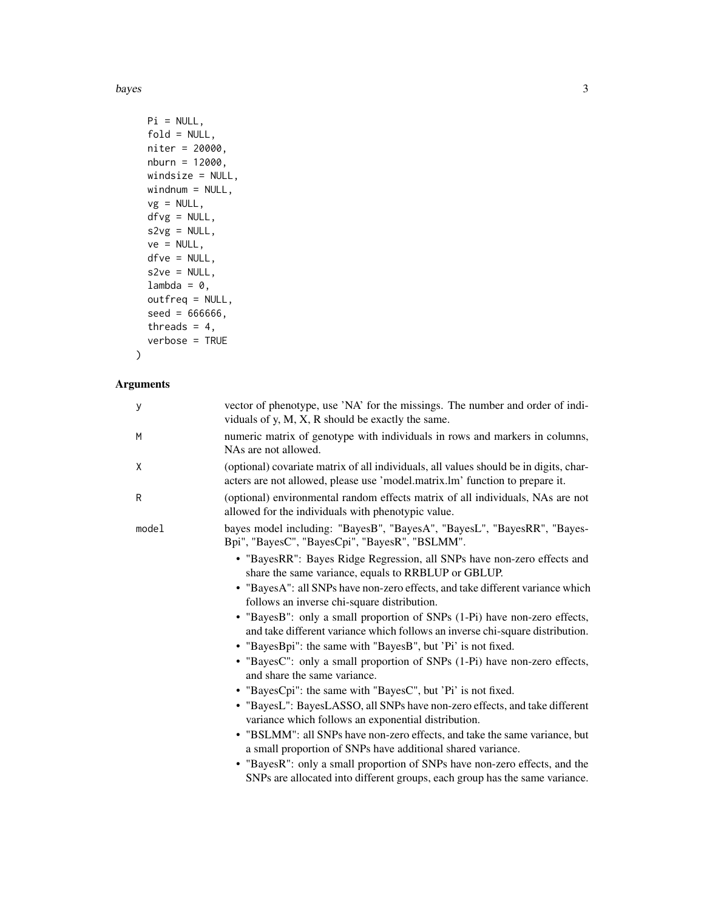```
  Pi = NULL,
  fold = NULL,
  niter = 20000,
  nburn = 12000,
  windsize = NULL,
  windnum = NULL,
  vg = NULL,
  dfvg = NULL,
  s2vg = NULL,
  ve = NULL,
  dfve = NULL,
  s2ve = NULL,
  lambda = 0,
  outfreq = NULL,
  seed = 666666,
  threads = 4,
  verbose = TRUE
)
```

## Arguments

`y` vector of phenotype, use 'NA' for the missings. The number and order of individuals of y, M, X, R should be exactly the same.

`M` numeric matrix of genotype with individuals in rows and markers in columns, NAs are not allowed.

`X` (optional) covariate matrix of all individuals, all values should be in digits, characters are not allowed, please use 'model.matrix.lm' function to prepare it.

`R` (optional) environmental random effects matrix of all individuals, NAs are not allowed for the individuals with phenotypic value.

`model` bayes model including: "BayesB", "BayesA", "BayesL", "BayesRR", "BayesBpi", "BayesC", "BayesCpi", "BayesR", "BSLMM".

- "BayesRR": Bayes Ridge Regression, all SNPs have non-zero effects and share the same variance, equals to RRBLUP or GBLUP.
- "BayesA": all SNPs have non-zero effects, and take different variance which follows an inverse chi-square distribution.
- "BayesB": only a small proportion of SNPs (1-Pi) have non-zero effects, and take different variance which follows an inverse chi-square distribution.
- "BayesBpi": the same with "BayesB", but 'Pi' is not fixed.
- "BayesC": only a small proportion of SNPs (1-Pi) have non-zero effects, and share the same variance.
- "BayesCpi": the same with "BayesC", but 'Pi' is not fixed.
- "BayesL": BayesLASSO, all SNPs have non-zero effects, and take different variance which follows an exponential distribution.
- "BSLMM": all SNPs have non-zero effects, and take the same variance, but a small proportion of SNPs have additional shared variance.
- "BayesR": only a small proportion of SNPs have non-zero effects, and the SNPs are allocated into different groups, each group has the same variance.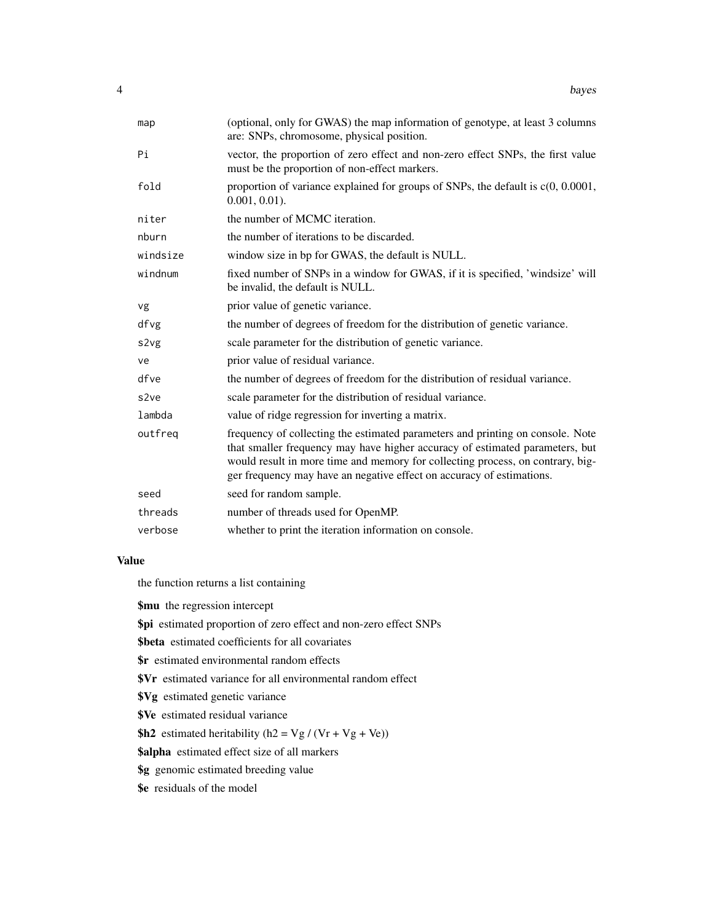| | |
|---|---|
| `map` | (optional, only for GWAS) the map information of genotype, at least 3 columns are: SNPs, chromosome, physical position. |
| `Pi` | vector, the proportion of zero effect and non-zero effect SNPs, the first value must be the proportion of non-effect markers. |
| `fold` | proportion of variance explained for groups of SNPs, the default is c(0, 0.0001, 0.001, 0.01). |
| `niter` | the number of MCMC iteration. |
| `nburn` | the number of iterations to be discarded. |
| `windsize` | window size in bp for GWAS, the default is NULL. |
| `windnum` | fixed number of SNPs in a window for GWAS, if it is specified, 'windsize' will be invalid, the default is NULL. |
| `vg` | prior value of genetic variance. |
| `dfvg` | the number of degrees of freedom for the distribution of genetic variance. |
| `s2vg` | scale parameter for the distribution of genetic variance. |
| `ve` | prior value of residual variance. |
| `dfve` | the number of degrees of freedom for the distribution of residual variance. |
| `s2ve` | scale parameter for the distribution of residual variance. |
| `lambda` | value of ridge regression for inverting a matrix. |
| `outfreq` | frequency of collecting the estimated parameters and printing on console. Note that smaller frequency may have higher accuracy of estimated parameters, but would result in more time and memory for collecting process, on contrary, bigger frequency may have an negative effect on accuracy of estimations. |
| `seed` | seed for random sample. |
| `threads` | number of threads used for OpenMP. |
| `verbose` | whether to print the iteration information on console. |

## Value

the function returns a list containing

**$mu** the regression intercept

**$pi** estimated proportion of zero effect and non-zero effect SNPs

**$beta** estimated coefficients for all covariates

**$r** estimated environmental random effects

**$Vr** estimated variance for all environmental random effect

**$Vg** estimated genetic variance

**$Ve** estimated residual variance

**$h2** estimated heritability (h2 = Vg / (Vr + Vg + Ve))

**$alpha** estimated effect size of all markers

**$g** genomic estimated breeding value

**$e** residuals of the model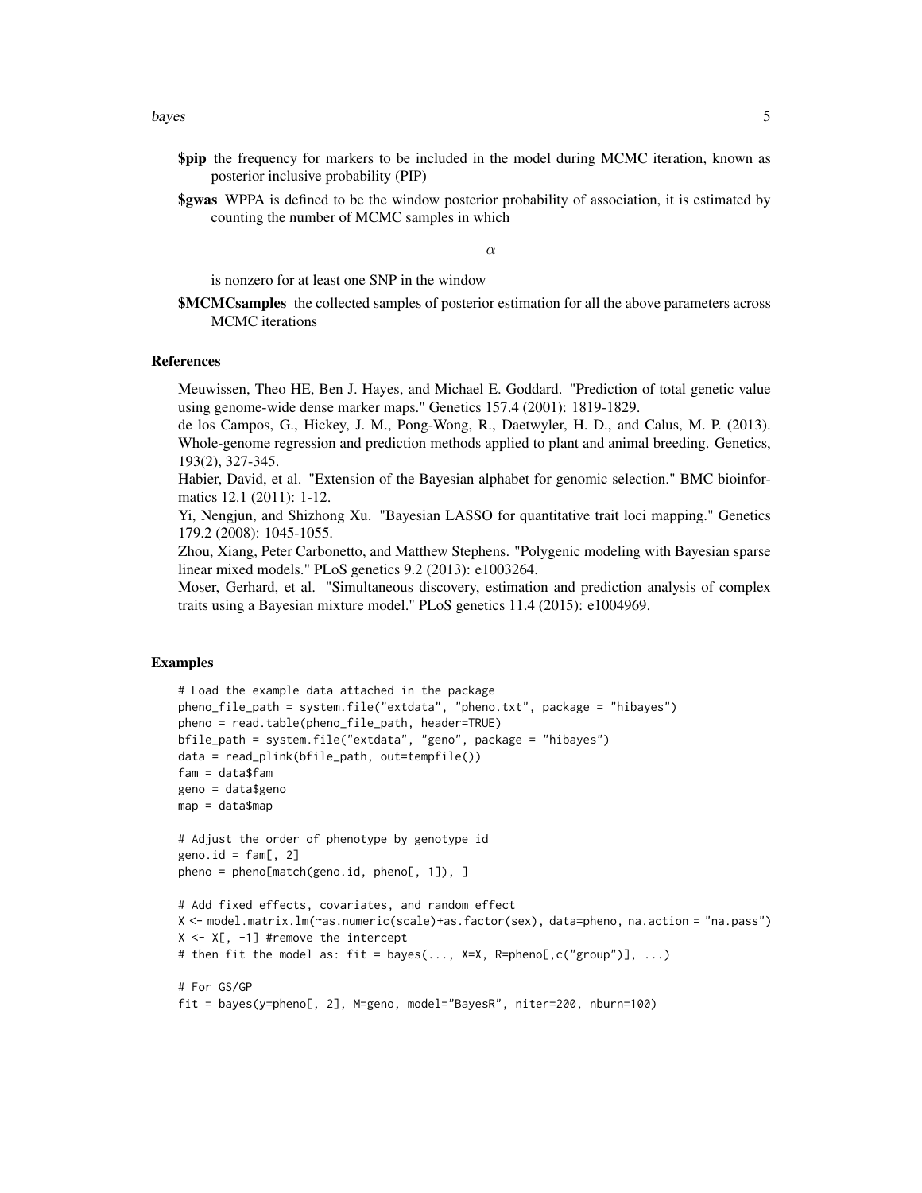**$pip** the frequency for markers to be included in the model during MCMC iteration, known as posterior inclusive probability (PIP)

**$gwas** WPPA is defined to be the window posterior probability of association, it is estimated by counting the number of MCMC samples in which

$$\alpha$$

is nonzero for at least one SNP in the window

**$MCMCsamples** the collected samples of posterior estimation for all the above parameters across MCMC iterations

## References

Meuwissen, Theo HE, Ben J. Hayes, and Michael E. Goddard. "Prediction of total genetic value using genome-wide dense marker maps." Genetics 157.4 (2001): 1819-1829.
de los Campos, G., Hickey, J. M., Pong-Wong, R., Daetwyler, H. D., and Calus, M. P. (2013). Whole-genome regression and prediction methods applied to plant and animal breeding. Genetics, 193(2), 327-345.
Habier, David, et al. "Extension of the Bayesian alphabet for genomic selection." BMC bioinformatics 12.1 (2011): 1-12.
Yi, Nengjun, and Shizhong Xu. "Bayesian LASSO for quantitative trait loci mapping." Genetics 179.2 (2008): 1045-1055.
Zhou, Xiang, Peter Carbonetto, and Matthew Stephens. "Polygenic modeling with Bayesian sparse linear mixed models." PLoS genetics 9.2 (2013): e1003264.
Moser, Gerhard, et al. "Simultaneous discovery, estimation and prediction analysis of complex traits using a Bayesian mixture model." PLoS genetics 11.4 (2015): e1004969.

## Examples

```
# Load the example data attached in the package
pheno_file_path = system.file("extdata", "pheno.txt", package = "hibayes")
pheno = read.table(pheno_file_path, header=TRUE)
bfile_path = system.file("extdata", "geno", package = "hibayes")
data = read_plink(bfile_path, out=tempfile())
fam = data$fam
geno = data$geno
map = data$map

# Adjust the order of phenotype by genotype id
geno.id = fam[, 2]
pheno = pheno[match(geno.id, pheno[, 1]), ]

# Add fixed effects, covariates, and random effect
X <- model.matrix.lm(~as.numeric(scale)+as.factor(sex), data=pheno, na.action = "na.pass")
X <- X[, -1] #remove the intercept
# then fit the model as: fit = bayes(..., X=X, R=pheno[,c("group")], ...)

# For GS/GP
fit = bayes(y=pheno[, 2], M=geno, model="BayesR", niter=200, nburn=100)
```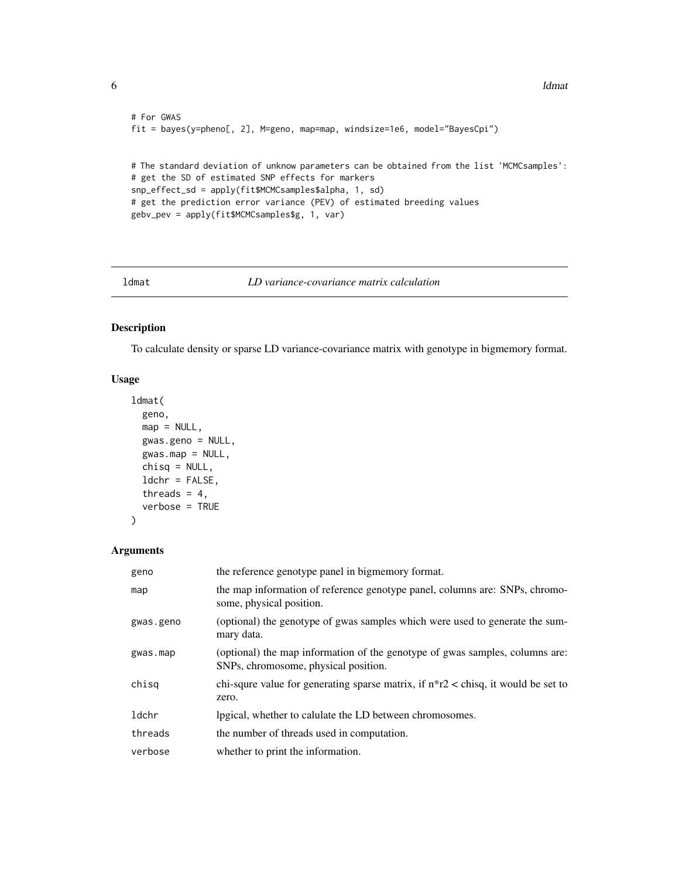```
# For GWAS
fit = bayes(y=pheno[, 2], M=geno, map=map, windsize=1e6, model="BayesCpi")


# The standard deviation of unknow parameters can be obtained from the list 'MCMCsamples':
# get the SD of estimated SNP effects for markers
snp_effect_sd = apply(fit$MCMCsamples$alpha, 1, sd)
# get the prediction error variance (PEV) of estimated breeding values
gebv_pev = apply(fit$MCMCsamples$g, 1, var)
```

## ldmat — *LD variance-covariance matrix calculation*

### Description

To calculate density or sparse LD variance-covariance matrix with genotype in bigmemory format.

### Usage

```
ldmat(
  geno,
  map = NULL,
  gwas.geno = NULL,
  gwas.map = NULL,
  chisq = NULL,
  ldchr = FALSE,
  threads = 4,
  verbose = TRUE
)
```

### Arguments

| | |
|---|---|
| geno | the reference genotype panel in bigmemory format. |
| map | the map information of reference genotype panel, columns are: SNPs, chromosome, physical position. |
| gwas.geno | (optional) the genotype of gwas samples which were used to generate the summary data. |
| gwas.map | (optional) the map information of the genotype of gwas samples, columns are: SNPs, chromosome, physical position. |
| chisq | chi-squre value for generating sparse matrix, if n*r2 < chisq, it would be set to zero. |
| ldchr | lpgical, whether to calulate the LD between chromosomes. |
| threads | the number of threads used in computation. |
| verbose | whether to print the information. |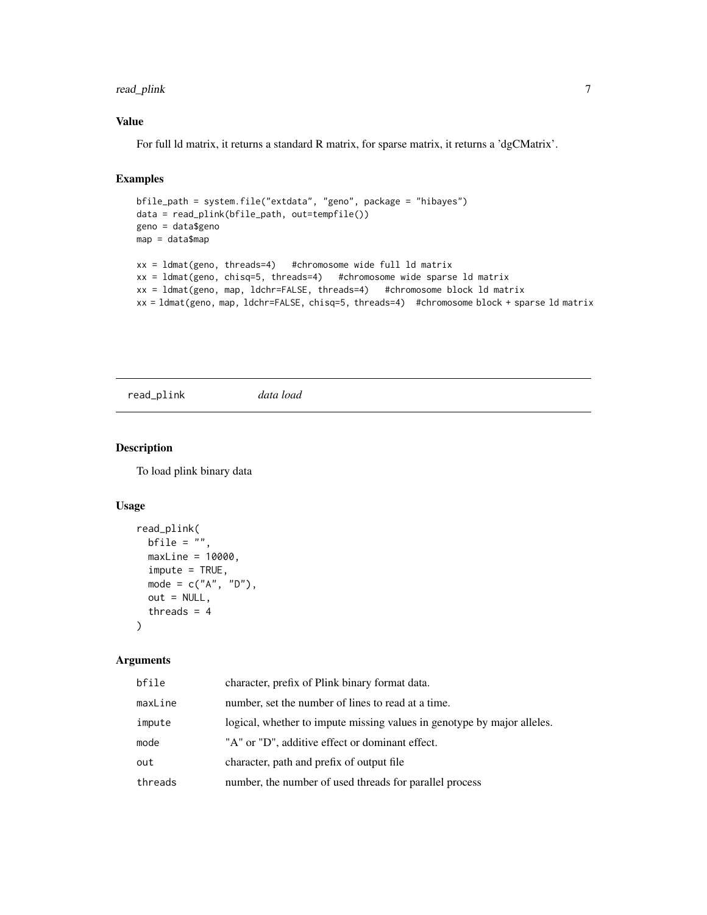## Value

For full ld matrix, it returns a standard R matrix, for sparse matrix, it returns a 'dgCMatrix'.

## Examples

```
bfile_path = system.file("extdata", "geno", package = "hibayes")
data = read_plink(bfile_path, out=tempfile())
geno = data$geno
map = data$map

xx = ldmat(geno, threads=4)   #chromosome wide full ld matrix
xx = ldmat(geno, chisq=5, threads=4)   #chromosome wide sparse ld matrix
xx = ldmat(geno, map, ldchr=FALSE, threads=4)   #chromosome block ld matrix
xx = ldmat(geno, map, ldchr=FALSE, chisq=5, threads=4)  #chromosome block + sparse ld matrix
```

---

# read_plink    *data load*

---

## Description

To load plink binary data

## Usage

```
read_plink(
  bfile = "",
  maxLine = 10000,
  impute = TRUE,
  mode = c("A", "D"),
  out = NULL,
  threads = 4
)
```

## Arguments

| | |
|---|---|
| bfile | character, prefix of Plink binary format data. |
| maxLine | number, set the number of lines to read at a time. |
| impute | logical, whether to impute missing values in genotype by major alleles. |
| mode | "A" or "D", additive effect or dominant effect. |
| out | character, path and prefix of output file |
| threads | number, the number of used threads for parallel process |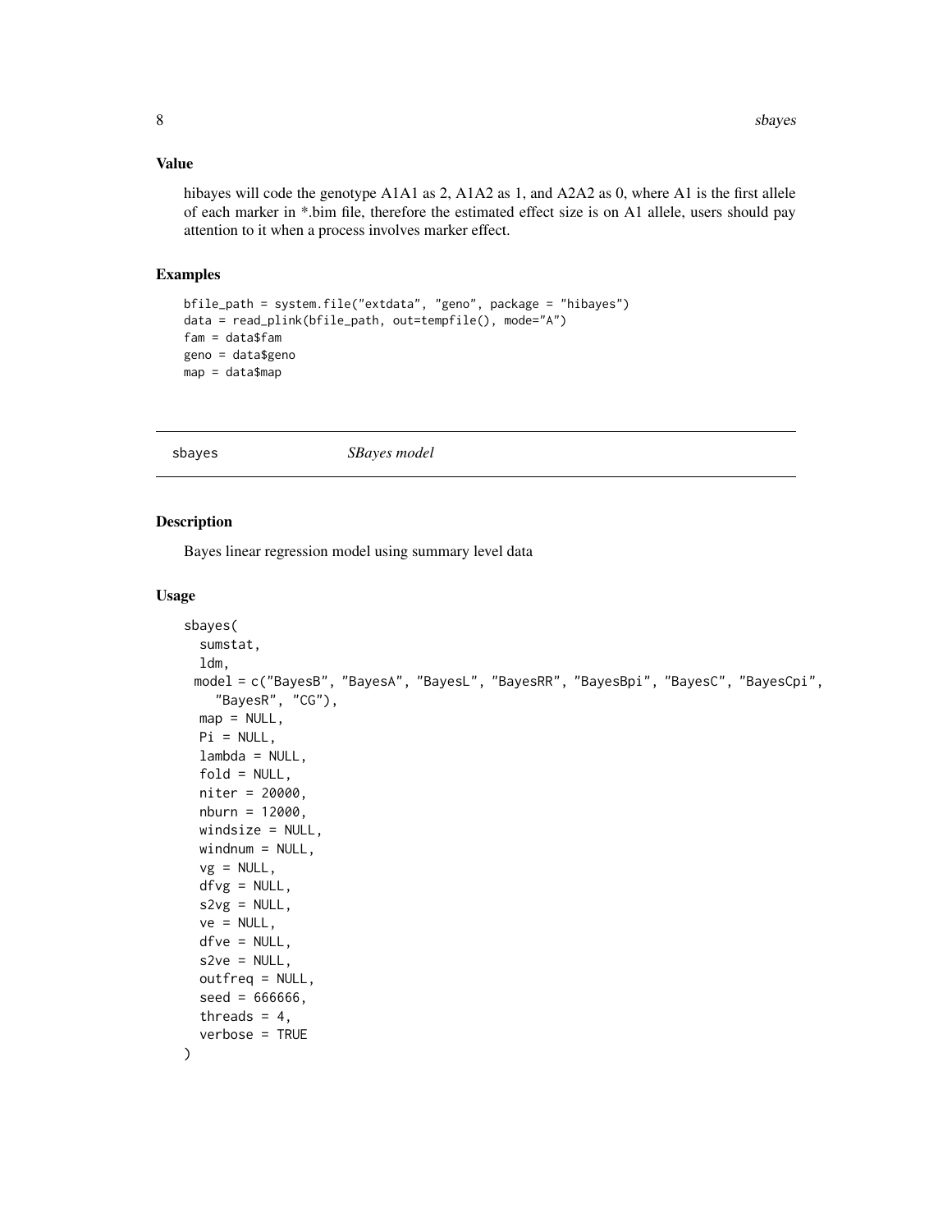## Value

hibayes will code the genotype A1A1 as 2, A1A2 as 1, and A2A2 as 0, where A1 is the first allele of each marker in *.bim file, therefore the estimated effect size is on A1 allele, users should pay attention to it when a process involves marker effect.

## Examples

```
bfile_path = system.file("extdata", "geno", package = "hibayes")
data = read_plink(bfile_path, out=tempfile(), mode="A")
fam = data$fam
geno = data$geno
map = data$map
```

---

# sbayes *SBayes model*

---

## Description

Bayes linear regression model using summary level data

## Usage

```
sbayes(
  sumstat,
  ldm,
  model = c("BayesB", "BayesA", "BayesL", "BayesRR", "BayesBpi", "BayesC", "BayesCpi",
    "BayesR", "CG"),
  map = NULL,
  Pi = NULL,
  lambda = NULL,
  fold = NULL,
  niter = 20000,
  nburn = 12000,
  windsize = NULL,
  windnum = NULL,
  vg = NULL,
  dfvg = NULL,
  s2vg = NULL,
  ve = NULL,
  dfve = NULL,
  s2ve = NULL,
  outfreq = NULL,
  seed = 666666,
  threads = 4,
  verbose = TRUE
)
```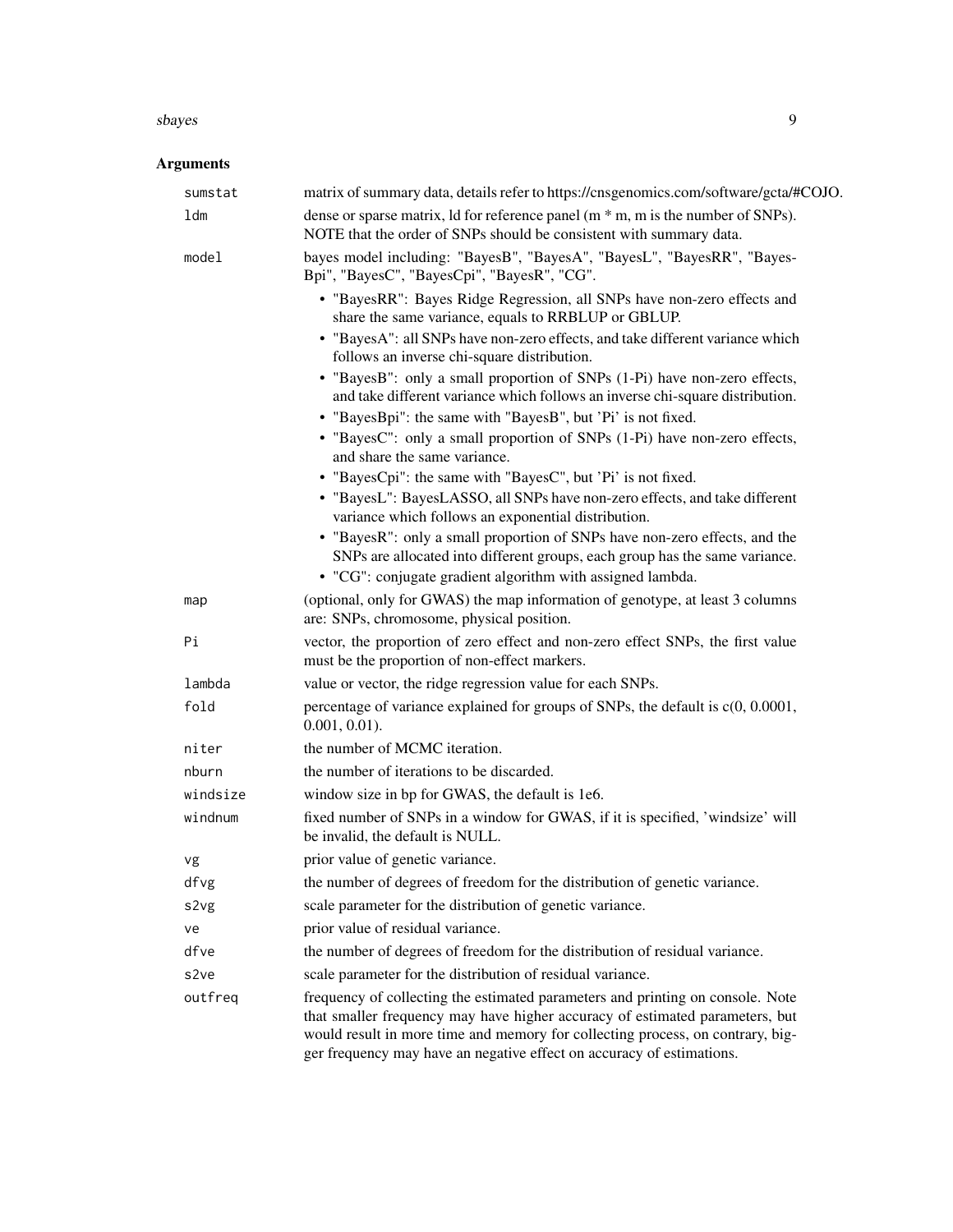## Arguments

| | |
|---|---|
| `sumstat` | matrix of summary data, details refer to https://cnsgenomics.com/software/gcta/#COJO. |
| `ldm` | dense or sparse matrix, ld for reference panel (m * m, m is the number of SNPs). NOTE that the order of SNPs should be consistent with summary data. |
| `model` | bayes model including: "BayesB", "BayesA", "BayesL", "BayesRR", "BayesBpi", "BayesC", "BayesCpi", "BayesR", "CG".<br>• "BayesRR": Bayes Ridge Regression, all SNPs have non-zero effects and share the same variance, equals to RRBLUP or GBLUP.<br>• "BayesA": all SNPs have non-zero effects, and take different variance which follows an inverse chi-square distribution.<br>• "BayesB": only a small proportion of SNPs (1-Pi) have non-zero effects, and take different variance which follows an inverse chi-square distribution.<br>• "BayesBpi": the same with "BayesB", but 'Pi' is not fixed.<br>• "BayesC": only a small proportion of SNPs (1-Pi) have non-zero effects, and share the same variance.<br>• "BayesCpi": the same with "BayesC", but 'Pi' is not fixed.<br>• "BayesL": BayesLASSO, all SNPs have non-zero effects, and take different variance which follows an exponential distribution.<br>• "BayesR": only a small proportion of SNPs have non-zero effects, and the SNPs are allocated into different groups, each group has the same variance.<br>• "CG": conjugate gradient algorithm with assigned lambda. |
| `map` | (optional, only for GWAS) the map information of genotype, at least 3 columns are: SNPs, chromosome, physical position. |
| `Pi` | vector, the proportion of zero effect and non-zero effect SNPs, the first value must be the proportion of non-effect markers. |
| `lambda` | value or vector, the ridge regression value for each SNPs. |
| `fold` | percentage of variance explained for groups of SNPs, the default is c(0, 0.0001, 0.001, 0.01). |
| `niter` | the number of MCMC iteration. |
| `nburn` | the number of iterations to be discarded. |
| `windsize` | window size in bp for GWAS, the default is 1e6. |
| `windnum` | fixed number of SNPs in a window for GWAS, if it is specified, 'windsize' will be invalid, the default is NULL. |
| `vg` | prior value of genetic variance. |
| `dfvg` | the number of degrees of freedom for the distribution of genetic variance. |
| `s2vg` | scale parameter for the distribution of genetic variance. |
| `ve` | prior value of residual variance. |
| `dfve` | the number of degrees of freedom for the distribution of residual variance. |
| `s2ve` | scale parameter for the distribution of residual variance. |
| `outfreq` | frequency of collecting the estimated parameters and printing on console. Note that smaller frequency may have higher accuracy of estimated parameters, but would result in more time and memory for collecting process, on contrary, bigger frequency may have an negative effect on accuracy of estimations. |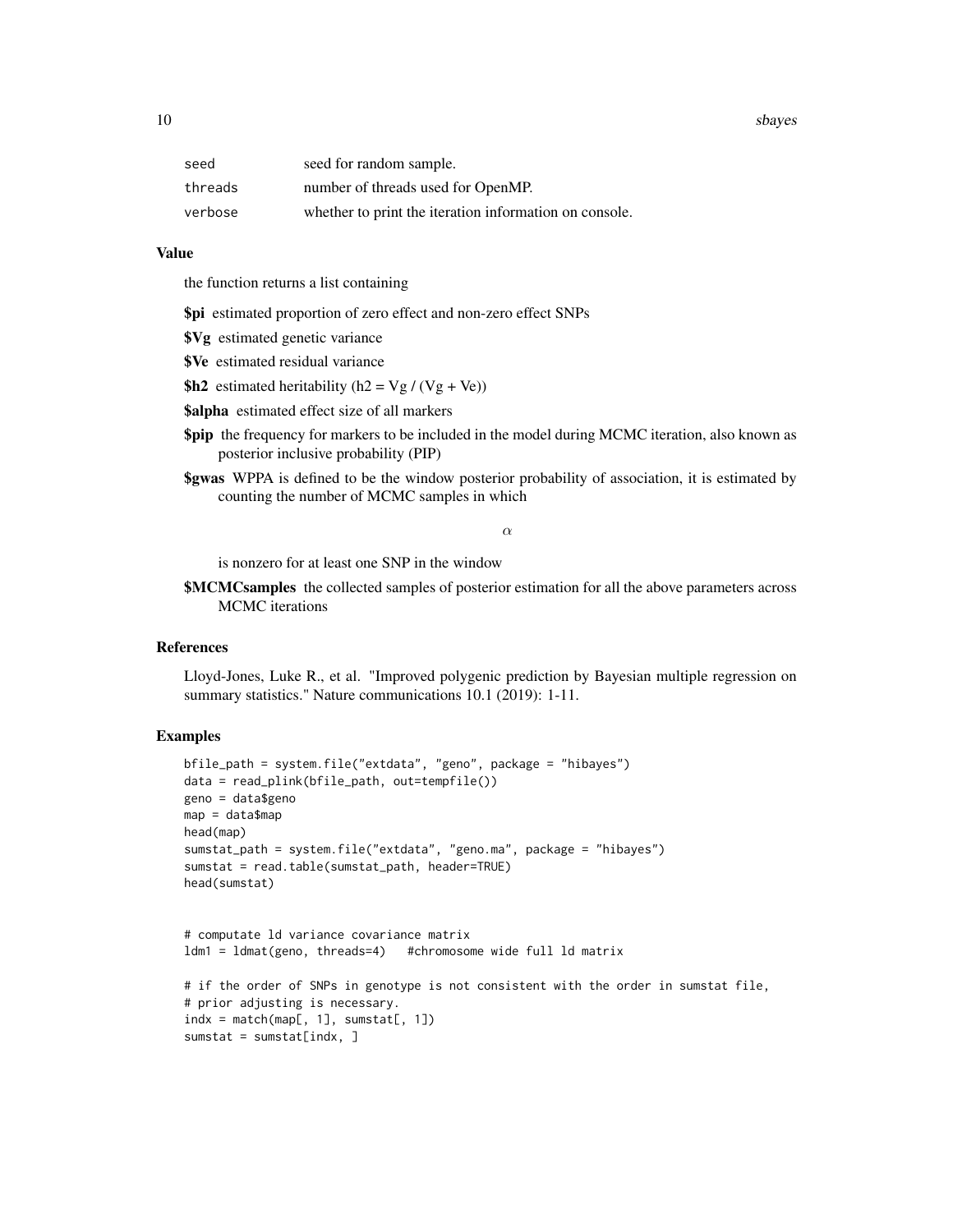| | |
|---|---|
| seed | seed for random sample. |
| threads | number of threads used for OpenMP. |
| verbose | whether to print the iteration information on console. |

### Value

the function returns a list containing

**$pi** estimated proportion of zero effect and non-zero effect SNPs

**$Vg** estimated genetic variance

**$Ve** estimated residual variance

**$h2** estimated heritability (h2 = Vg / (Vg + Ve))

**$alpha** estimated effect size of all markers

**$pip** the frequency for markers to be included in the model during MCMC iteration, also known as posterior inclusive probability (PIP)

**$gwas** WPPA is defined to be the window posterior probability of association, it is estimated by counting the number of MCMC samples in which

$$\alpha$$

is nonzero for at least one SNP in the window

**$MCMCsamples** the collected samples of posterior estimation for all the above parameters across MCMC iterations

### References

Lloyd-Jones, Luke R., et al. "Improved polygenic prediction by Bayesian multiple regression on summary statistics." Nature communications 10.1 (2019): 1-11.

### Examples

```
bfile_path = system.file("extdata", "geno", package = "hibayes")
data = read_plink(bfile_path, out=tempfile())
geno = data$geno
map = data$map
head(map)
sumstat_path = system.file("extdata", "geno.ma", package = "hibayes")
sumstat = read.table(sumstat_path, header=TRUE)
head(sumstat)


# computate ld variance covariance matrix
ldm1 = ldmat(geno, threads=4)   #chromosome wide full ld matrix

# if the order of SNPs in genotype is not consistent with the order in sumstat file,
# prior adjusting is necessary.
indx = match(map[, 1], sumstat[, 1])
sumstat = sumstat[indx, ]
```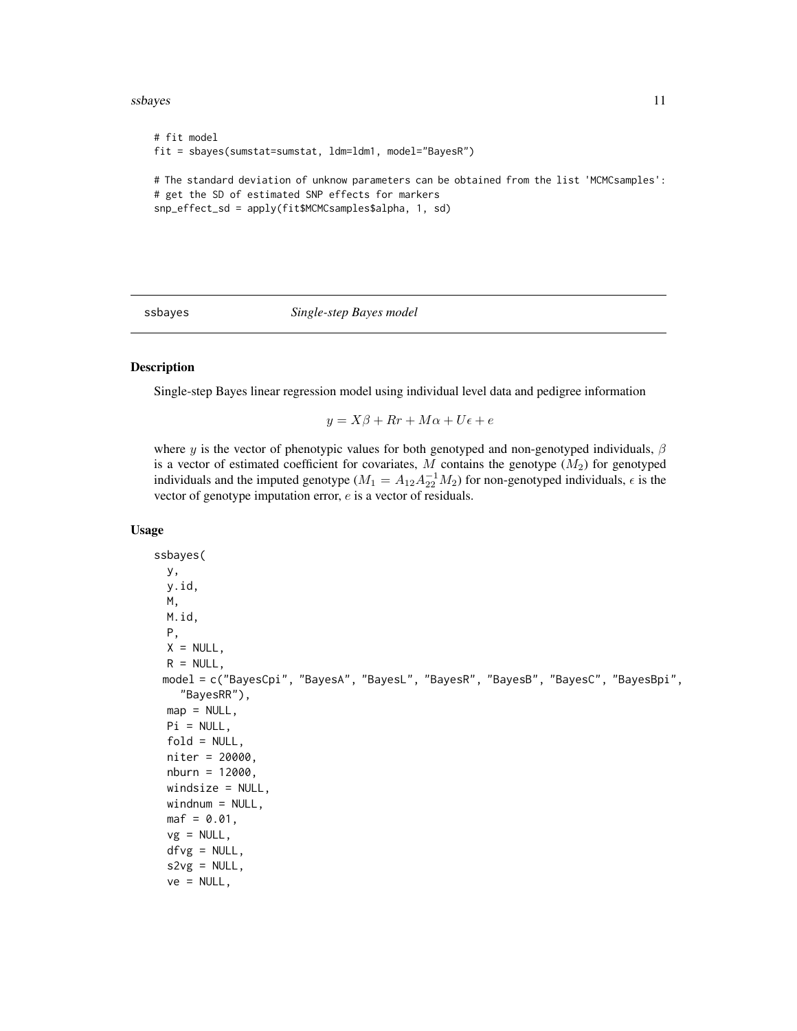```
# fit model
fit = sbayes(sumstat=sumstat, ldm=ldm1, model="BayesR")

# The standard deviation of unknow parameters can be obtained from the list 'MCMCsamples':
# get the SD of estimated SNP effects for markers
snp_effect_sd = apply(fit$MCMCsamples$alpha, 1, sd)
```

## ssbayes *Single-step Bayes model*

### Description

Single-step Bayes linear regression model using individual level data and pedigree information

$$y = X\beta + Rr + M\alpha + U\epsilon + e$$

where $y$ is the vector of phenotypic values for both genotyped and non-genotyped individuals, $\beta$ is a vector of estimated coefficient for covariates, $M$ contains the genotype ($M_2$) for genotyped individuals and the imputed genotype ($M_1 = A_{12}A_{22}^{-1}M_2$) for non-genotyped individuals, $\epsilon$ is the vector of genotype imputation error, $e$ is a vector of residuals.

### Usage

```
ssbayes(
  y,
  y.id,
  M,
  M.id,
  P,
  X = NULL,
  R = NULL,
  model = c("BayesCpi", "BayesA", "BayesL", "BayesR", "BayesB", "BayesC", "BayesBpi",
    "BayesRR"),
  map = NULL,
  Pi = NULL,
  fold = NULL,
  niter = 20000,
  nburn = 12000,
  windsize = NULL,
  windnum = NULL,
  maf = 0.01,
  vg = NULL,
  dfvg = NULL,
  s2vg = NULL,
  ve = NULL,
```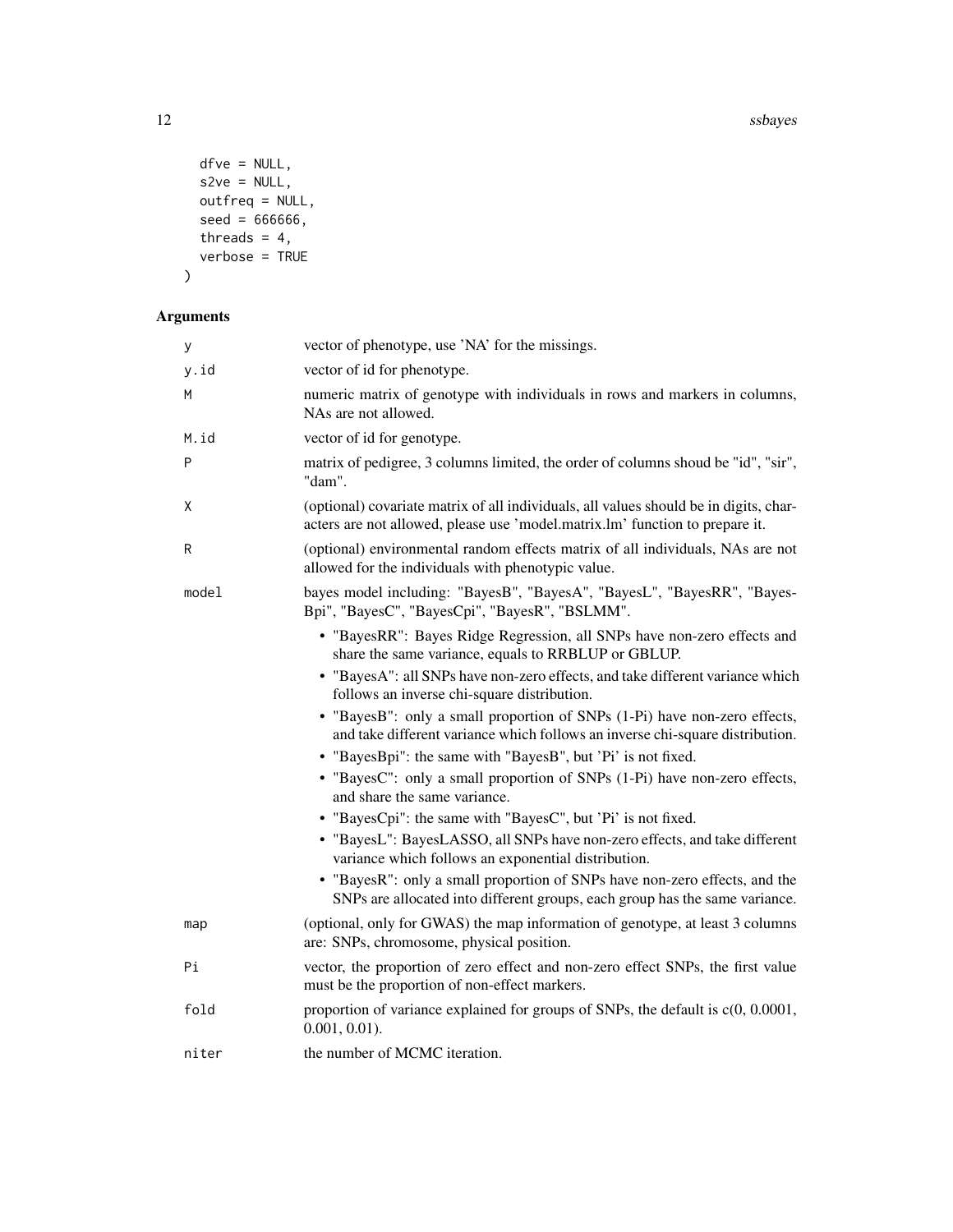```
  dfve = NULL,
  s2ve = NULL,
  outfreq = NULL,
  seed = 666666,
  threads = 4,
  verbose = TRUE
)
```

## Arguments

| | |
|---|---|
| y | vector of phenotype, use 'NA' for the missings. |
| y.id | vector of id for phenotype. |
| M | numeric matrix of genotype with individuals in rows and markers in columns, NAs are not allowed. |
| M.id | vector of id for genotype. |
| P | matrix of pedigree, 3 columns limited, the order of columns shoud be "id", "sir", "dam". |
| X | (optional) covariate matrix of all individuals, all values should be in digits, characters are not allowed, please use 'model.matrix.lm' function to prepare it. |
| R | (optional) environmental random effects matrix of all individuals, NAs are not allowed for the individuals with phenotypic value. |
| model | bayes model including: "BayesB", "BayesA", "BayesL", "BayesRR", "BayesBpi", "BayesC", "BayesCpi", "BayesR", "BSLMM". <br>• "BayesRR": Bayes Ridge Regression, all SNPs have non-zero effects and share the same variance, equals to RRBLUP or GBLUP. <br>• "BayesA": all SNPs have non-zero effects, and take different variance which follows an inverse chi-square distribution. <br>• "BayesB": only a small proportion of SNPs (1-Pi) have non-zero effects, and take different variance which follows an inverse chi-square distribution. <br>• "BayesBpi": the same with "BayesB", but 'Pi' is not fixed. <br>• "BayesC": only a small proportion of SNPs (1-Pi) have non-zero effects, and share the same variance. <br>• "BayesCpi": the same with "BayesC", but 'Pi' is not fixed. <br>• "BayesL": BayesLASSO, all SNPs have non-zero effects, and take different variance which follows an exponential distribution. <br>• "BayesR": only a small proportion of SNPs have non-zero effects, and the SNPs are allocated into different groups, each group has the same variance. |
| map | (optional, only for GWAS) the map information of genotype, at least 3 columns are: SNPs, chromosome, physical position. |
| Pi | vector, the proportion of zero effect and non-zero effect SNPs, the first value must be the proportion of non-effect markers. |
| fold | proportion of variance explained for groups of SNPs, the default is c(0, 0.0001, 0.001, 0.01). |
| niter | the number of MCMC iteration. |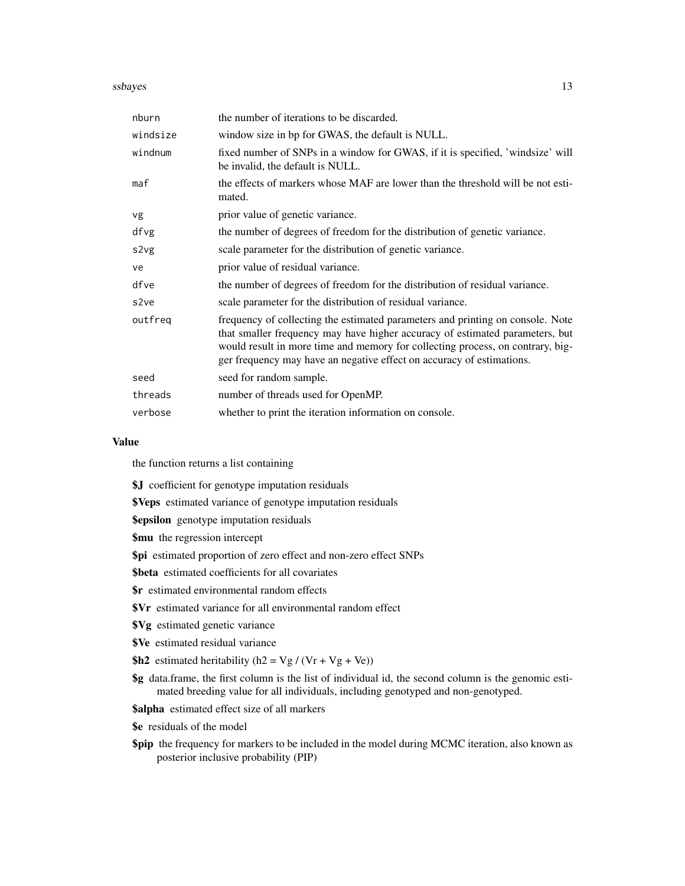| | |
|---|---|
| `nburn` | the number of iterations to be discarded. |
| `windsize` | window size in bp for GWAS, the default is NULL. |
| `windnum` | fixed number of SNPs in a window for GWAS, if it is specified, 'windsize' will be invalid, the default is NULL. |
| `maf` | the effects of markers whose MAF are lower than the threshold will be not estimated. |
| `vg` | prior value of genetic variance. |
| `dfvg` | the number of degrees of freedom for the distribution of genetic variance. |
| `s2vg` | scale parameter for the distribution of genetic variance. |
| `ve` | prior value of residual variance. |
| `dfve` | the number of degrees of freedom for the distribution of residual variance. |
| `s2ve` | scale parameter for the distribution of residual variance. |
| `outfreq` | frequency of collecting the estimated parameters and printing on console. Note that smaller frequency may have higher accuracy of estimated parameters, but would result in more time and memory for collecting process, on contrary, bigger frequency may have an negative effect on accuracy of estimations. |
| `seed` | seed for random sample. |
| `threads` | number of threads used for OpenMP. |
| `verbose` | whether to print the iteration information on console. |

### Value

the function returns a list containing

**$J** coefficient for genotype imputation residuals

**$Veps** estimated variance of genotype imputation residuals

**$epsilon** genotype imputation residuals

**$mu** the regression intercept

**$pi** estimated proportion of zero effect and non-zero effect SNPs

**$beta** estimated coefficients for all covariates

**$r** estimated environmental random effects

**$Vr** estimated variance for all environmental random effect

**$Vg** estimated genetic variance

**$Ve** estimated residual variance

**$h2** estimated heritability (h2 = Vg / (Vr + Vg + Ve))

**$g** data.frame, the first column is the list of individual id, the second column is the genomic estimated breeding value for all individuals, including genotyped and non-genotyped.

**$alpha** estimated effect size of all markers

**$e** residuals of the model

**$pip** the frequency for markers to be included in the model during MCMC iteration, also known as posterior inclusive probability (PIP)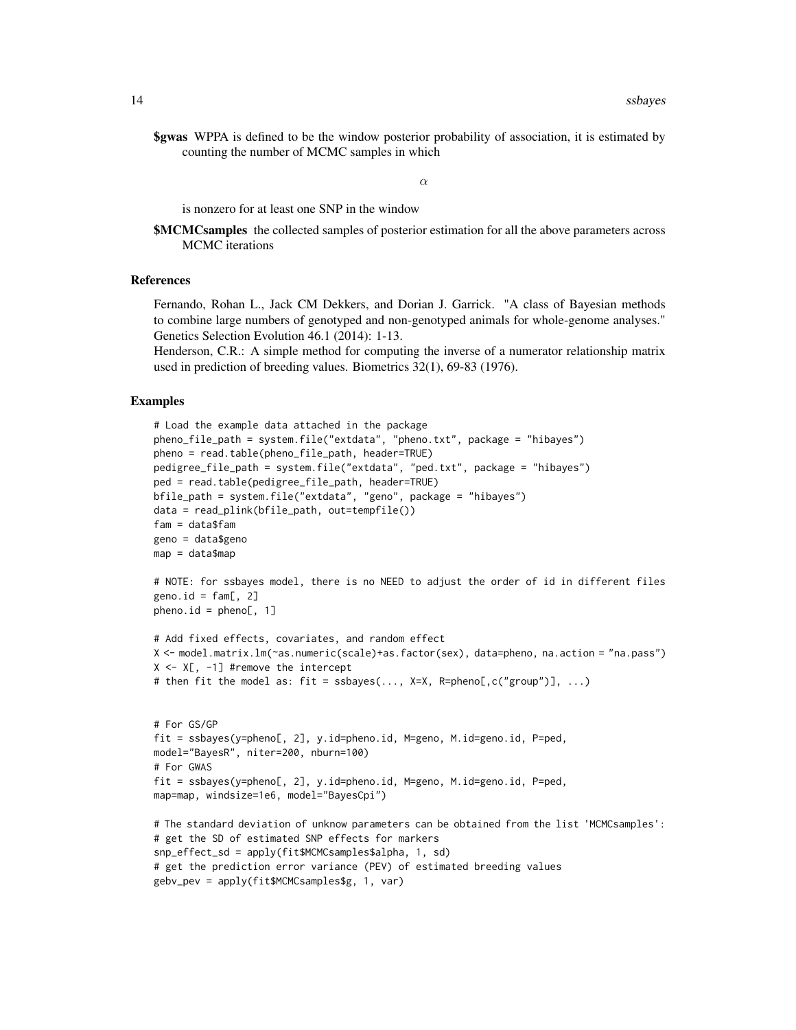**$gwas** WPPA is defined to be the window posterior probability of association, it is estimated by counting the number of MCMC samples in which

$$\alpha$$

is nonzero for at least one SNP in the window

**$MCMCsamples** the collected samples of posterior estimation for all the above parameters across MCMC iterations

### References

Fernando, Rohan L., Jack CM Dekkers, and Dorian J. Garrick. "A class of Bayesian methods to combine large numbers of genotyped and non-genotyped animals for whole-genome analyses." Genetics Selection Evolution 46.1 (2014): 1-13.
Henderson, C.R.: A simple method for computing the inverse of a numerator relationship matrix used in prediction of breeding values. Biometrics 32(1), 69-83 (1976).

### Examples

```
# Load the example data attached in the package
pheno_file_path = system.file("extdata", "pheno.txt", package = "hibayes")
pheno = read.table(pheno_file_path, header=TRUE)
pedigree_file_path = system.file("extdata", "ped.txt", package = "hibayes")
ped = read.table(pedigree_file_path, header=TRUE)
bfile_path = system.file("extdata", "geno", package = "hibayes")
data = read_plink(bfile_path, out=tempfile())
fam = data$fam
geno = data$geno
map = data$map

# NOTE: for ssbayes model, there is no NEED to adjust the order of id in different files
geno.id = fam[, 2]
pheno.id = pheno[, 1]

# Add fixed effects, covariates, and random effect
X <- model.matrix.lm(~as.numeric(scale)+as.factor(sex), data=pheno, na.action = "na.pass")
X <- X[, -1] #remove the intercept
# then fit the model as: fit = ssbayes(..., X=X, R=pheno[,c("group")], ...)


# For GS/GP
fit = ssbayes(y=pheno[, 2], y.id=pheno.id, M=geno, M.id=geno.id, P=ped,
model="BayesR", niter=200, nburn=100)
# For GWAS
fit = ssbayes(y=pheno[, 2], y.id=pheno.id, M=geno, M.id=geno.id, P=ped,
map=map, windsize=1e6, model="BayesCpi")

# The standard deviation of unknow parameters can be obtained from the list 'MCMCsamples':
# get the SD of estimated SNP effects for markers
snp_effect_sd = apply(fit$MCMCsamples$alpha, 1, sd)
# get the prediction error variance (PEV) of estimated breeding values
gebv_pev = apply(fit$MCMCsamples$g, 1, var)
```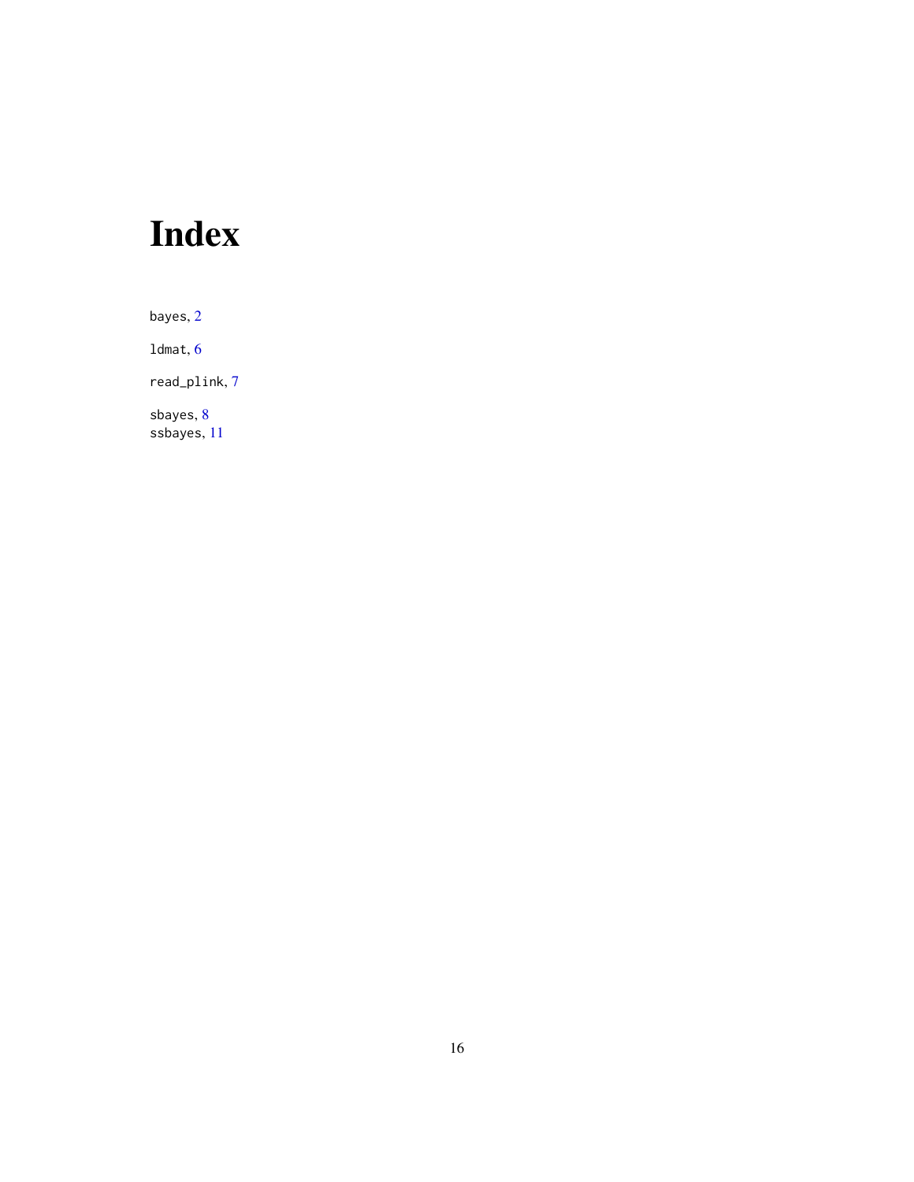# Index

bayes, 2

ldmat, 6

read_plink, 7

sbayes, 8
ssbayes, 11